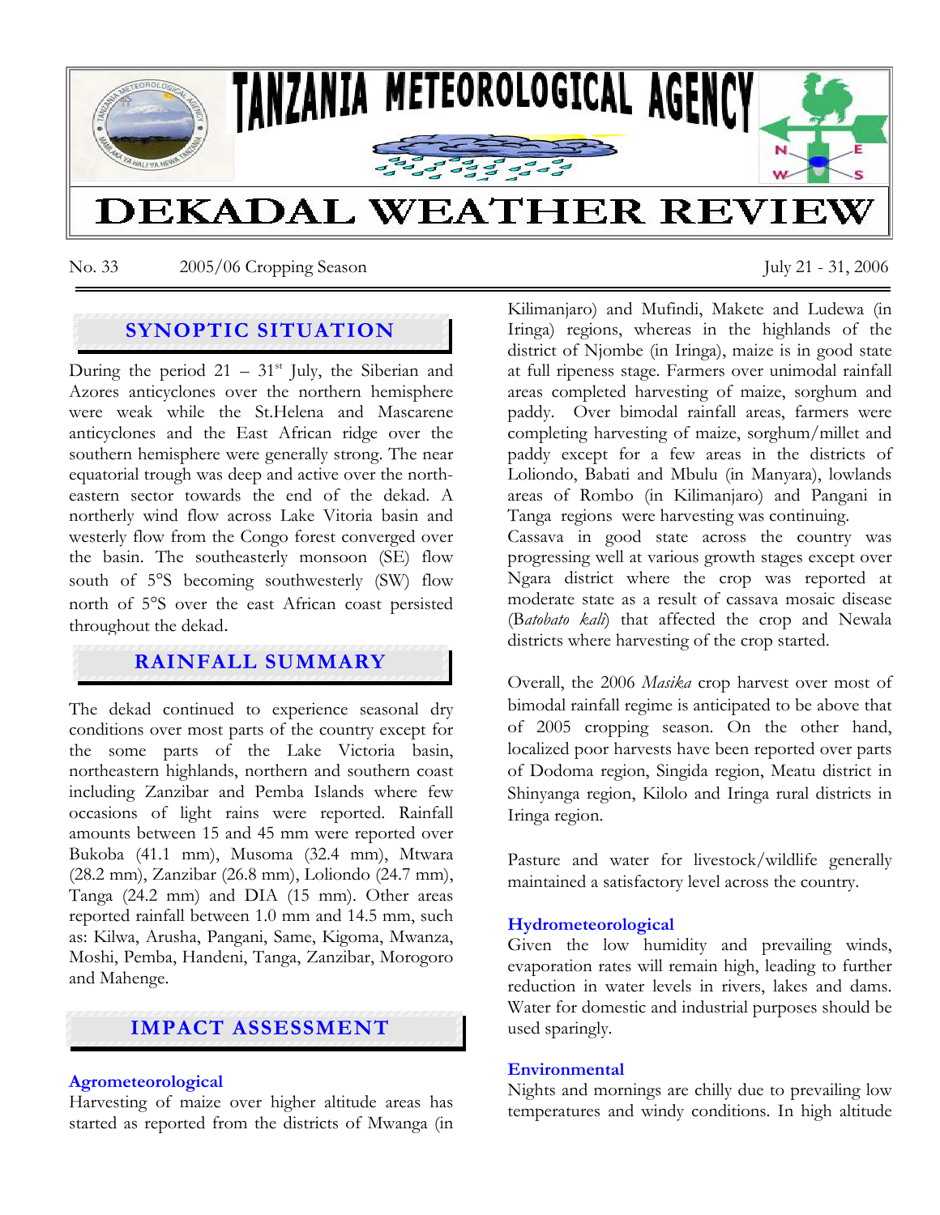# TANZANIA METEOROLOGICAL AGENCY

# DEKADAL WEATHER REVIEW

No. 33 2005/06 Cropping Season July 21 - 31, 2006

## SYNOPTIC SITUATION

During the period 21 – 31st July, the Siberian and Azores anticyclones over the northern hemisphere were weak while the St.Helena and Mascarene anticyclones and the East African ridge over the southern hemisphere were generally strong. The near equatorial trough was deep and active over the north-eastern sector towards the end of the dekad. A northerly wind flow across Lake Vitoria basin and westerly flow from the Congo forest converged over the basin. The southeasterly monsoon (SE) flow south of 5°S becoming southwesterly (SW) flow north of 5°S over the east African coast persisted throughout the dekad.

## RAINFALL SUMMARY

The dekad continued to experience seasonal dry conditions over most parts of the country except for the some parts of the Lake Victoria basin, northeastern highlands, northern and southern coast including Zanzibar and Pemba Islands where few occasions of light rains were reported. Rainfall amounts between 15 and 45 mm were reported over Bukoba (41.1 mm), Musoma (32.4 mm), Mtwara (28.2 mm), Zanzibar (26.8 mm), Loliondo (24.7 mm), Tanga (24.2 mm) and DIA (15 mm). Other areas reported rainfall between 1.0 mm and 14.5 mm, such as: Kilwa, Arusha, Pangani, Same, Kigoma, Mwanza, Moshi, Pemba, Handeni, Tanga, Zanzibar, Morogoro and Mahenge.

## IMPACT ASSESSMENT

### Agrometeorological

Harvesting of maize over higher altitude areas has started as reported from the districts of Mwanga (in Kilimanjaro) and Mufindi, Makete and Ludewa (in Iringa) regions, whereas in the highlands of the district of Njombe (in Iringa), maize is in good state at full ripeness stage. Farmers over unimodal rainfall areas completed harvesting of maize, sorghum and paddy. Over bimodal rainfall areas, farmers were completing harvesting of maize, sorghum/millet and paddy except for a few areas in the districts of Loliondo, Babati and Mbulu (in Manyara), lowlands areas of Rombo (in Kilimanjaro) and Pangani in Tanga regions were harvesting was continuing.
Cassava in good state across the country was progressing well at various growth stages except over Ngara district where the crop was reported at moderate state as a result of cassava mosaic disease (*Batobato kali*) that affected the crop and Newala districts where harvesting of the crop started.

Overall, the 2006 *Masika* crop harvest over most of bimodal rainfall regime is anticipated to be above that of 2005 cropping season. On the other hand, localized poor harvests have been reported over parts of Dodoma region, Singida region, Meatu district in Shinyanga region, Kilolo and Iringa rural districts in Iringa region.

Pasture and water for livestock/wildlife generally maintained a satisfactory level across the country.

### Hydrometeorological

Given the low humidity and prevailing winds, evaporation rates will remain high, leading to further reduction in water levels in rivers, lakes and dams. Water for domestic and industrial purposes should be used sparingly.

### Environmental

Nights and mornings are chilly due to prevailing low temperatures and windy conditions. In high altitude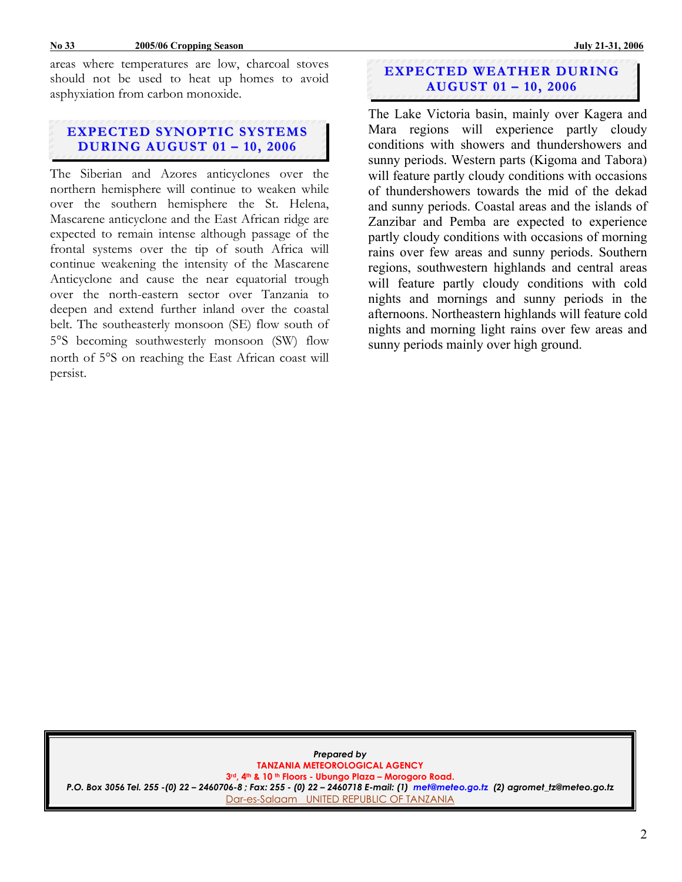areas where temperatures are low, charcoal stoves should not be used to heat up homes to avoid asphyxiation from carbon monoxide.

## EXPECTED SYNOPTIC SYSTEMS DURING AUGUST 01 – 10, 2006

The Siberian and Azores anticyclones over the northern hemisphere will continue to weaken while over the southern hemisphere the St. Helena, Mascarene anticyclone and the East African ridge are expected to remain intense although passage of the frontal systems over the tip of south Africa will continue weakening the intensity of the Mascarene Anticyclone and cause the near equatorial trough over the north-eastern sector over Tanzania to deepen and extend further inland over the coastal belt. The southeasterly monsoon (SE) flow south of 5°S becoming southwesterly monsoon (SW) flow north of 5°S on reaching the East African coast will persist.

## EXPECTED WEATHER DURING AUGUST 01 – 10, 2006

The Lake Victoria basin, mainly over Kagera and Mara regions will experience partly cloudy conditions with showers and thundershowers and sunny periods. Western parts (Kigoma and Tabora) will feature partly cloudy conditions with occasions of thundershowers towards the mid of the dekad and sunny periods. Coastal areas and the islands of Zanzibar and Pemba are expected to experience partly cloudy conditions with occasions of morning rains over few areas and sunny periods. Southern regions, southwestern highlands and central areas will feature partly cloudy conditions with cold nights and mornings and sunny periods in the afternoons. Northeastern highlands will feature cold nights and morning light rains over few areas and sunny periods mainly over high ground.

*Prepared by*
**TANZANIA METEOROLOGICAL AGENCY**
**3rd, 4th & 10 th Floors - Ubungo Plaza – Morogoro Road.**
***P.O. Box 3056 Tel. 255 -(0) 22 – 2460706-8 ; Fax: 255 - (0) 22 – 2460718 E-mail: (1) met@meteo.go.tz (2) agromet_tz@meteo.go.tz***
Dar-es-Salaam UNITED REPUBLIC OF TANZANIA